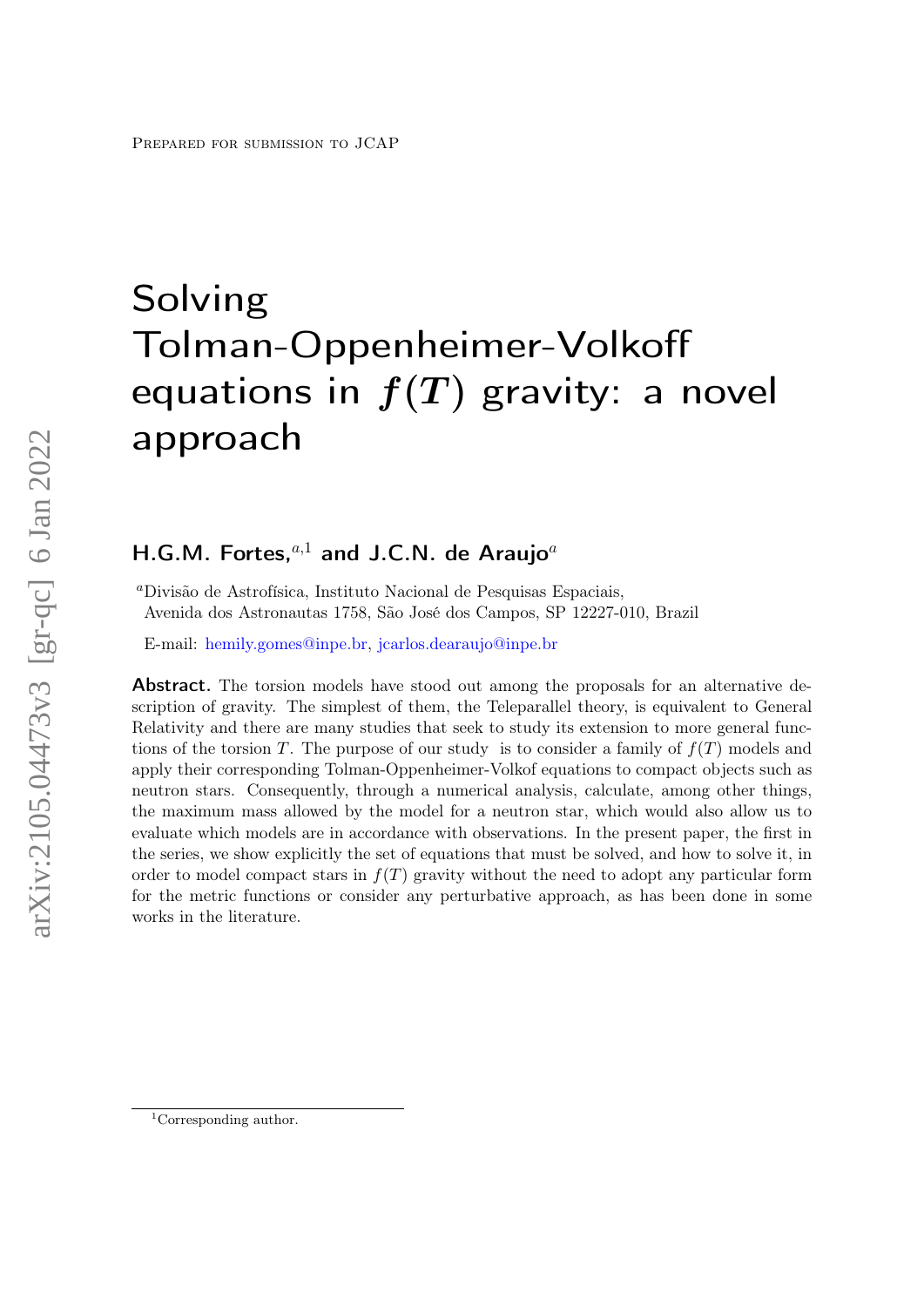Prepared for submission to JCAP

# Solving Tolman-Oppenheimer-Volkoff equations in $f(T)$ gravity: a novel approach

**H.G.M. Fortes,**[a,1] **and J.C.N. de Araujo**[a]

[a]Divisão de Astrofísica, Instituto Nacional de Pesquisas Espaciais, Avenida dos Astronautas 1758, São José dos Campos, SP 12227-010, Brazil

E-mail: hemily.gomes@inpe.br, jcarlos.dearaujo@inpe.br

**Abstract.** The torsion models have stood out among the proposals for an alternative description of gravity. The simplest of them, the Teleparallel theory, is equivalent to General Relativity and there are many studies that seek to study its extension to more general functions of the torsion $T$. The purpose of our study is to consider a family of $f(T)$ models and apply their corresponding Tolman-Oppenheimer-Volkof equations to compact objects such as neutron stars. Consequently, through a numerical analysis, calculate, among other things, the maximum mass allowed by the model for a neutron star, which would also allow us to evaluate which models are in accordance with observations. In the present paper, the first in the series, we show explicitly the set of equations that must be solved, and how to solve it, in order to model compact stars in $f(T)$ gravity without the need to adopt any particular form for the metric functions or consider any perturbative approach, as has been done in some works in the literature.

[1]Corresponding author.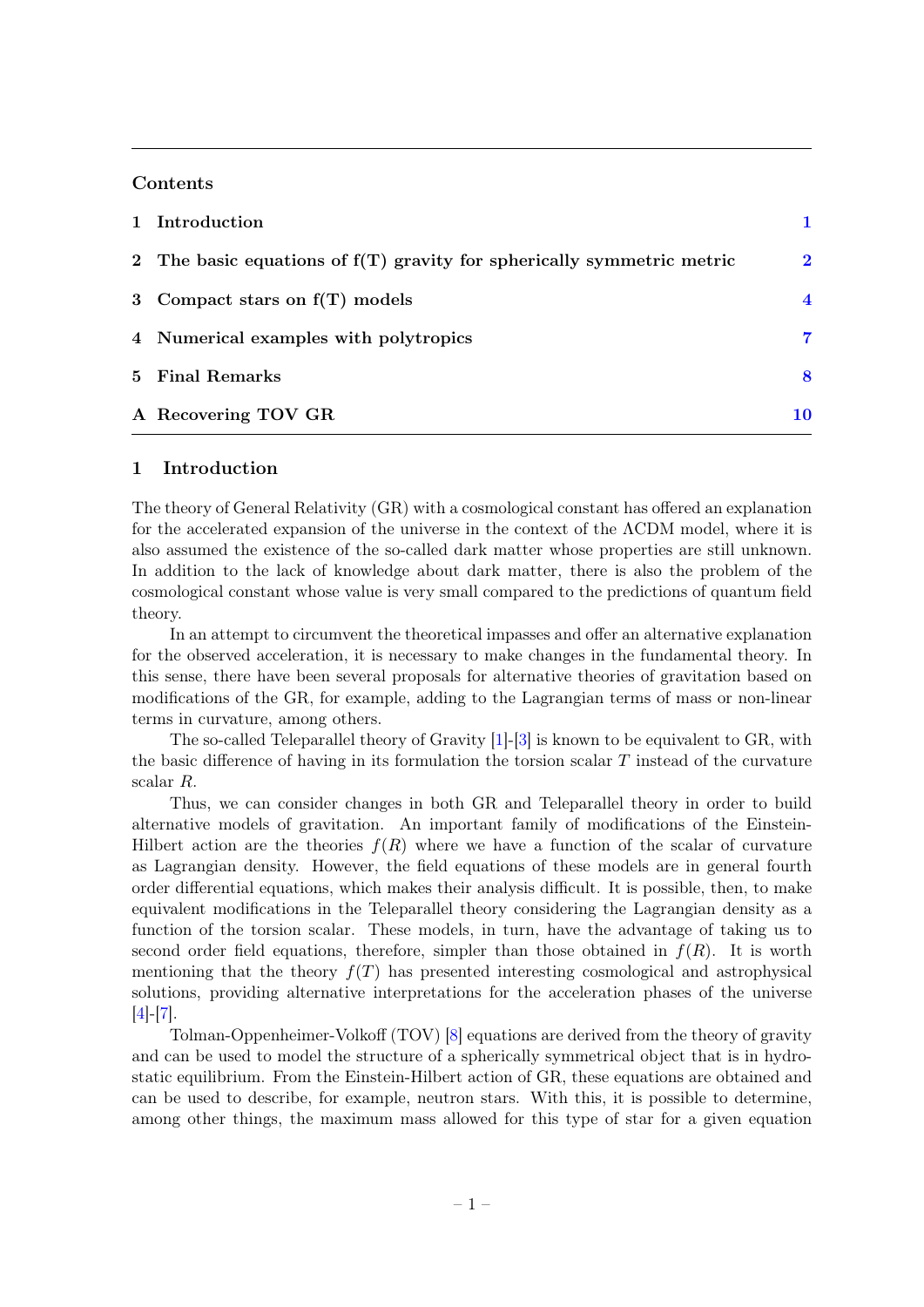**Contents**

| | | |
|---|---|---|
| 1 | Introduction | 1 |
| 2 | The basic equations of f(T) gravity for spherically symmetric metric | 2 |
| 3 | Compact stars on f(T) models | 4 |
| 4 | Numerical examples with polytropics | 7 |
| 5 | Final Remarks | 8 |
| A | Recovering TOV GR | 10 |

# 1 Introduction

The theory of General Relativity (GR) with a cosmological constant has offered an explanation for the accelerated expansion of the universe in the context of the ΛCDM model, where it is also assumed the existence of the so-called dark matter whose properties are still unknown. In addition to the lack of knowledge about dark matter, there is also the problem of the cosmological constant whose value is very small compared to the predictions of quantum field theory.

In an attempt to circumvent the theoretical impasses and offer an alternative explanation for the observed acceleration, it is necessary to make changes in the fundamental theory. In this sense, there have been several proposals for alternative theories of gravitation based on modifications of the GR, for example, adding to the Lagrangian terms of mass or non-linear terms in curvature, among others.

The so-called Teleparallel theory of Gravity [1]-[3] is known to be equivalent to GR, with the basic difference of having in its formulation the torsion scalar $T$ instead of the curvature scalar $R$.

Thus, we can consider changes in both GR and Teleparallel theory in order to build alternative models of gravitation. An important family of modifications of the Einstein-Hilbert action are the theories $f(R)$ where we have a function of the scalar of curvature as Lagrangian density. However, the field equations of these models are in general fourth order differential equations, which makes their analysis difficult. It is possible, then, to make equivalent modifications in the Teleparallel theory considering the Lagrangian density as a function of the torsion scalar. These models, in turn, have the advantage of taking us to second order field equations, therefore, simpler than those obtained in $f(R)$. It is worth mentioning that the theory $f(T)$ has presented interesting cosmological and astrophysical solutions, providing alternative interpretations for the acceleration phases of the universe [4]-[7].

Tolman-Oppenheimer-Volkoff (TOV) [8] equations are derived from the theory of gravity and can be used to model the structure of a spherically symmetrical object that is in hydrostatic equilibrium. From the Einstein-Hilbert action of GR, these equations are obtained and can be used to describe, for example, neutron stars. With this, it is possible to determine, among other things, the maximum mass allowed for this type of star for a given equation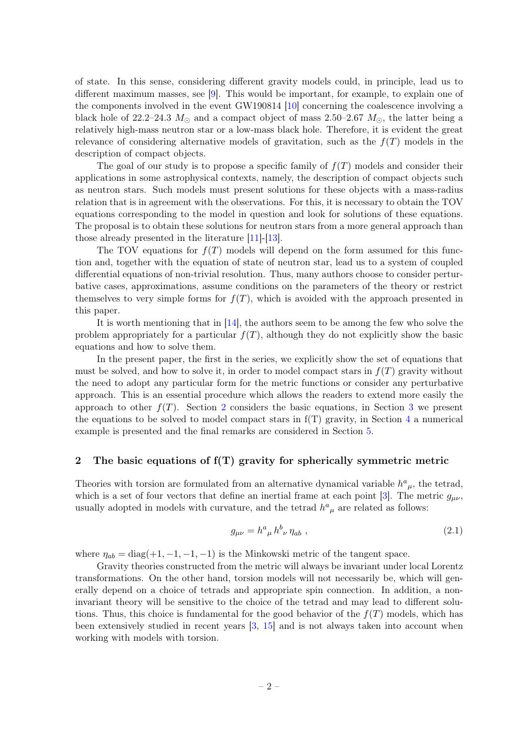of state. In this sense, considering different gravity models could, in principle, lead us to different maximum masses, see [9]. This would be important, for example, to explain one of the components involved in the event GW190814 [10] concerning the coalescence involving a black hole of 22.2–24.3 $M_\odot$ and a compact object of mass 2.50–2.67 $M_\odot$, the latter being a relatively high-mass neutron star or a low-mass black hole. Therefore, it is evident the great relevance of considering alternative models of gravitation, such as the $f(T)$ models in the description of compact objects.

The goal of our study is to propose a specific family of $f(T)$ models and consider their applications in some astrophysical contexts, namely, the description of compact objects such as neutron stars. Such models must present solutions for these objects with a mass-radius relation that is in agreement with the observations. For this, it is necessary to obtain the TOV equations corresponding to the model in question and look for solutions of these equations. The proposal is to obtain these solutions for neutron stars from a more general approach than those already presented in the literature [11]-[13].

The TOV equations for $f(T)$ models will depend on the form assumed for this function and, together with the equation of state of neutron star, lead us to a system of coupled differential equations of non-trivial resolution. Thus, many authors choose to consider perturbative cases, approximations, assume conditions on the parameters of the theory or restrict themselves to very simple forms for $f(T)$, which is avoided with the approach presented in this paper.

It is worth mentioning that in [14], the authors seem to be among the few who solve the problem appropriately for a particular $f(T)$, although they do not explicitly show the basic equations and how to solve them.

In the present paper, the first in the series, we explicitly show the set of equations that must be solved, and how to solve it, in order to model compact stars in $f(T)$ gravity without the need to adopt any particular form for the metric functions or consider any perturbative approach. This is an essential procedure which allows the readers to extend more easily the approach to other $f(T)$. Section 2 considers the basic equations, in Section 3 we present the equations to be solved to model compact stars in f(T) gravity, in Section 4 a numerical example is presented and the final remarks are considered in Section 5.

## 2 The basic equations of f(T) gravity for spherically symmetric metric

Theories with torsion are formulated from an alternative dynamical variable $h^a{}_\mu$, the tetrad, which is a set of four vectors that define an inertial frame at each point [3]. The metric $g_{\mu\nu}$, usually adopted in models with curvature, and the tetrad $h^a{}_\mu$ are related as follows:

$$g_{\mu\nu} = h^a{}_\mu \, h^b{}_\nu \, \eta_{ab} \; , \tag{2.1}$$

where $\eta_{ab} = \mathrm{diag}(+1, -1, -1, -1)$ is the Minkowski metric of the tangent space.

Gravity theories constructed from the metric will always be invariant under local Lorentz transformations. On the other hand, torsion models will not necessarily be, which will generally depend on a choice of tetrads and appropriate spin connection. In addition, a non-invariant theory will be sensitive to the choice of the tetrad and may lead to different solutions. Thus, this choice is fundamental for the good behavior of the $f(T)$ models, which has been extensively studied in recent years [3, 15] and is not always taken into account when working with models with torsion.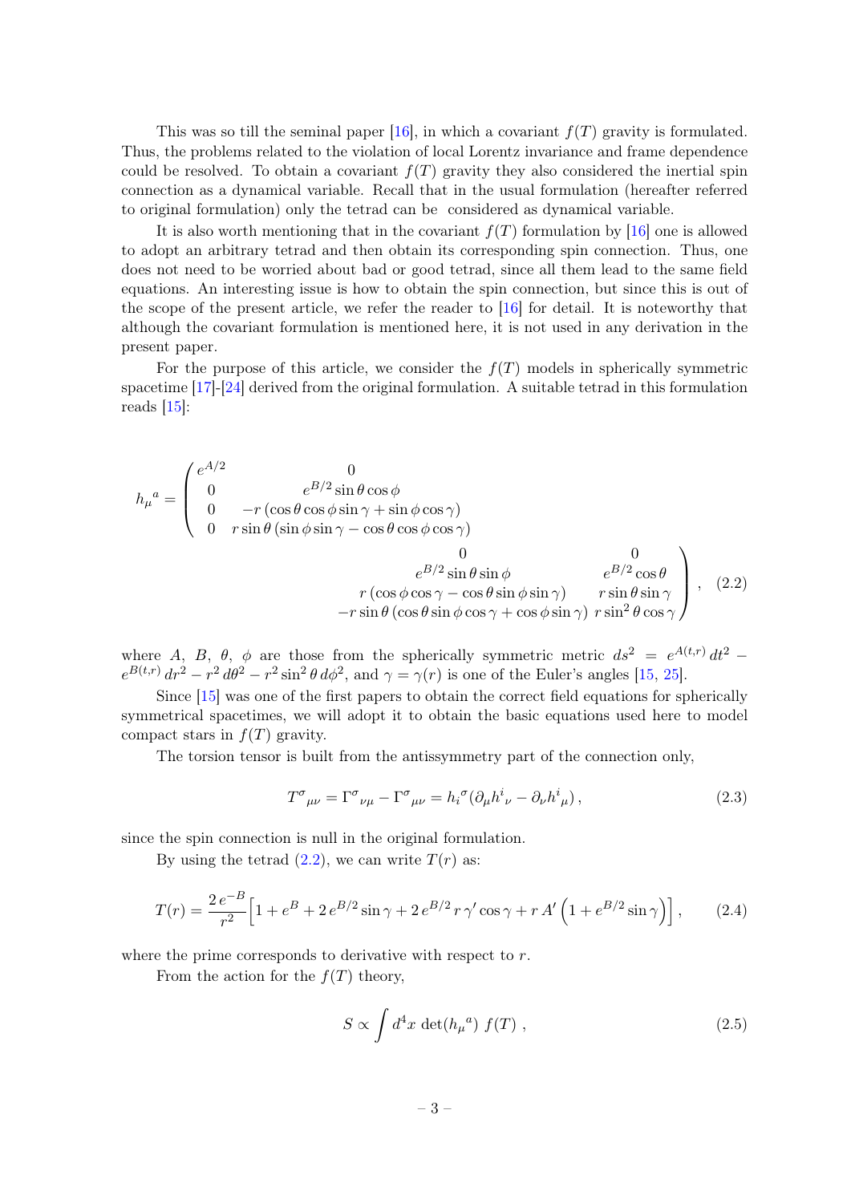This was so till the seminal paper [16], in which a covariant $f(T)$ gravity is formulated. Thus, the problems related to the violation of local Lorentz invariance and frame dependence could be resolved. To obtain a covariant $f(T)$ gravity they also considered the inertial spin connection as a dynamical variable. Recall that in the usual formulation (hereafter referred to original formulation) only the tetrad can be considered as dynamical variable.

It is also worth mentioning that in the covariant $f(T)$ formulation by [16] one is allowed to adopt an arbitrary tetrad and then obtain its corresponding spin connection. Thus, one does not need to be worried about bad or good tetrad, since all them lead to the same field equations. An interesting issue is how to obtain the spin connection, but since this is out of the scope of the present article, we refer the reader to [16] for detail. It is noteworthy that although the covariant formulation is mentioned here, it is not used in any derivation in the present paper.

For the purpose of this article, we consider the $f(T)$ models in spherically symmetric spacetime [17]-[24] derived from the original formulation. A suitable tetrad in this formulation reads [15]:

$$
h_\mu{}^a = \begin{pmatrix}
e^{A/2} & 0 & 0 & 0 \\
0 & e^{B/2}\sin\theta\cos\phi & e^{B/2}\sin\theta\sin\phi & e^{B/2}\cos\theta \\
0 & -r\left(\cos\theta\cos\phi\sin\gamma + \sin\phi\cos\gamma\right) & r\left(\cos\phi\cos\gamma - \cos\theta\sin\phi\sin\gamma\right) & r\sin\theta\sin\gamma \\
0 & r\sin\theta\left(\sin\phi\sin\gamma - \cos\theta\cos\phi\cos\gamma\right) & -r\sin\theta\left(\cos\theta\sin\phi\cos\gamma + \cos\phi\sin\gamma\right) & r\sin^2\theta\cos\gamma
\end{pmatrix}, \tag{2.2}
$$

where $A$, $B$, $\theta$, $\phi$ are those from the spherically symmetric metric $ds^2 = e^{A(t,r)}\,dt^2 - e^{B(t,r)}\,dr^2 - r^2\,d\theta^2 - r^2\sin^2\theta\,d\phi^2$, and $\gamma = \gamma(r)$ is one of the Euler's angles [15, 25].

Since [15] was one of the first papers to obtain the correct field equations for spherically symmetrical spacetimes, we will adopt it to obtain the basic equations used here to model compact stars in $f(T)$ gravity.

The torsion tensor is built from the antissymmetry part of the connection only,

$$
T^\sigma{}_{\mu\nu} = \Gamma^\sigma{}_{\nu\mu} - \Gamma^\sigma{}_{\mu\nu} = h_i{}^\sigma(\partial_\mu h^i{}_\nu - \partial_\nu h^i{}_\mu)\,, \tag{2.3}
$$

since the spin connection is null in the original formulation.

By using the tetrad (2.2), we can write $T(r)$ as:

$$
T(r) = \frac{2\,e^{-B}}{r^2}\Big[1 + e^B + 2\,e^{B/2}\sin\gamma + 2\,e^{B/2}\,r\,\gamma'\cos\gamma + r\,A'\left(1 + e^{B/2}\sin\gamma\right)\Big]\,, \tag{2.4}
$$

where the prime corresponds to derivative with respect to $r$.

From the action for the $f(T)$ theory,

$$
S \propto \int d^4x\ \det(h_\mu{}^a)\ f(T)\ , \tag{2.5}
$$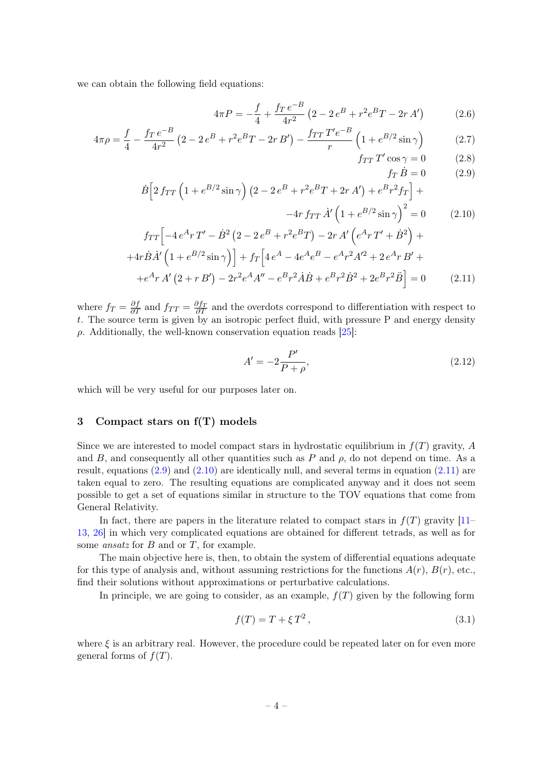we can obtain the following field equations:

$$4\pi P = -\frac{f}{4} + \frac{f_T\, e^{-B}}{4r^2}\left(2 - 2\,e^B + r^2 e^B T - 2r\,A'\right) \tag{2.6}$$

$$4\pi\rho = \frac{f}{4} - \frac{f_T\, e^{-B}}{4r^2}\left(2 - 2\,e^B + r^2 e^B T - 2r\,B'\right) - \frac{f_{TT}\,T' e^{-B}}{r}\left(1 + e^{B/2}\sin\gamma\right) \tag{2.7}$$

$$f_{TT}\,T'\cos\gamma = 0 \tag{2.8}$$

$$f_T\,\dot{B} = 0 \tag{2.9}$$

$$\dot{B}\Big[2\,f_{TT}\left(1 + e^{B/2}\sin\gamma\right)\left(2 - 2\,e^B + r^2 e^B T + 2r\,A'\right) + e^B r^2 f_T\Big] + -4r\,f_{TT}\,\dot{A}'\left(1 + e^{B/2}\sin\gamma\right)^2 = 0 \tag{2.10}$$

$$\begin{aligned} f_{TT}\Big[&-4\,e^A r\,T' - \dot{B}^2\left(2 - 2\,e^B + r^2 e^B T\right) - 2r\,A'\left(e^A r\,T' + \dot{B}^2\right) + \\ &+4r\dot{B}\dot{A}'\left(1 + e^{B/2}\sin\gamma\right)\Big] + f_T\Big[4\,e^A - 4e^A e^B - e^A r^2 A'^2 + 2\,e^A r\,B' + \\ &+e^A r\,A'\left(2 + r\,B'\right) - 2r^2 e^A A'' - e^B r^2 \dot{A}\dot{B} + e^B r^2 \dot{B}^2 + 2e^B r^2 \ddot{B}\Big] = 0 \end{aligned} \tag{2.11}$$

where $f_T = \frac{\partial f}{\partial T}$ and $f_{TT} = \frac{\partial f_T}{\partial T}$ and the overdots correspond to differentiation with respect to $t$. The source term is given by an isotropic perfect fluid, with pressure P and energy density $\rho$. Additionally, the well-known conservation equation reads [25]:

$$A' = -2\frac{P'}{P + \rho}, \tag{2.12}$$

which will be very useful for our purposes later on.

## 3 Compact stars on f(T) models

Since we are interested to model compact stars in hydrostatic equilibrium in $f(T)$ gravity, $A$ and $B$, and consequently all other quantities such as $P$ and $\rho$, do not depend on time. As a result, equations (2.9) and (2.10) are identically null, and several terms in equation (2.11) are taken equal to zero. The resulting equations are complicated anyway and it does not seem possible to get a set of equations similar in structure to the TOV equations that come from General Relativity.

In fact, there are papers in the literature related to compact stars in $f(T)$ gravity [11–13, 26] in which very complicated equations are obtained for different tetrads, as well as for some *ansatz* for $B$ and or $T$, for example.

The main objective here is, then, to obtain the system of differential equations adequate for this type of analysis and, without assuming restrictions for the functions $A(r)$, $B(r)$, etc., find their solutions without approximations or perturbative calculations.

In principle, we are going to consider, as an example, $f(T)$ given by the following form

$$f(T) = T + \xi\,T^2\,, \tag{3.1}$$

where $\xi$ is an arbitrary real. However, the procedure could be repeated later on for even more general forms of $f(T)$.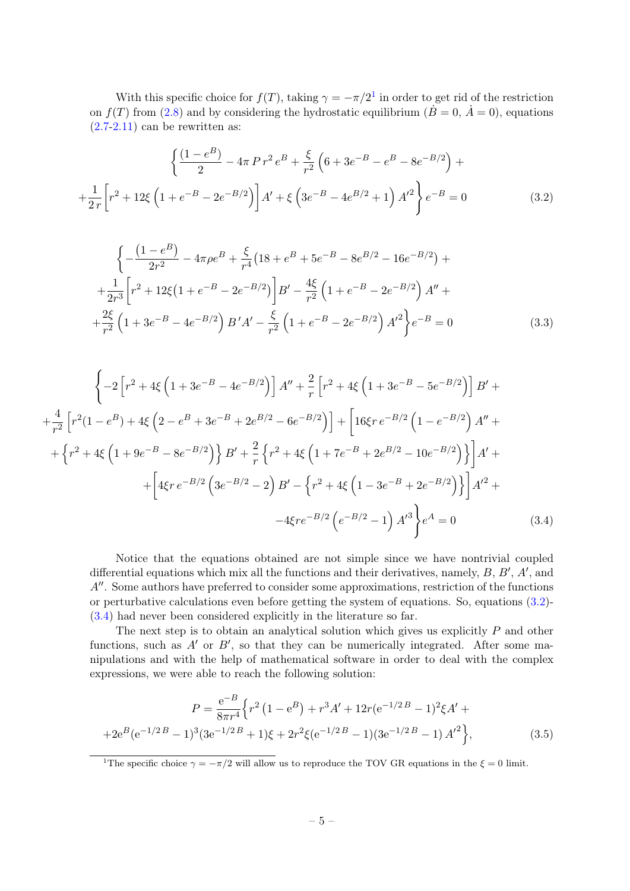With this specific choice for $f(T)$, taking $\gamma = -\pi/2$[1] in order to get rid of the restriction on $f(T)$ from (2.8) and by considering the hydrostatic equilibrium ($\dot{B}=0$, $\dot{A}=0$), equations (2.7-2.11) can be rewritten as:

$$
\begin{aligned}
&\left\{\frac{(1-e^B)}{2} - 4\pi\, P\, r^2\, e^B + \frac{\xi}{r^2}\left(6 + 3e^{-B} - e^B - 8e^{-B/2}\right) + \right. \\
&\left. +\frac{1}{2\,r}\left[r^2 + 12\xi\left(1 + e^{-B} - 2e^{-B/2}\right)\right]A' + \xi\left(3e^{-B} - 4e^{B/2} + 1\right)A'^2\right\} e^{-B} = 0
\end{aligned}
\tag{3.2}
$$

$$
\begin{aligned}
&\left\{-\frac{\left(1-e^B\right)}{2r^2} - 4\pi\rho e^B + \frac{\xi}{r^4}\left(18 + e^B + 5e^{-B} - 8e^{B/2} - 16e^{-B/2}\right) + \right. \\
&+\frac{1}{2r^3}\left[r^2 + 12\xi\left(1 + e^{-B} - 2e^{-B/2}\right)\right]B' - \frac{4\xi}{r^2}\left(1 + e^{-B} - 2e^{-B/2}\right)A'' + \\
&\left. +\frac{2\xi}{r^2}\left(1 + 3e^{-B} - 4e^{-B/2}\right)B'A' - \frac{\xi}{r^2}\left(1 + e^{-B} - 2e^{-B/2}\right)A'^2\right\} e^{-B} = 0
\end{aligned}
\tag{3.3}
$$

$$
\begin{aligned}
&\left\{-2\left[r^2 + 4\xi\left(1 + 3e^{-B} - 4e^{-B/2}\right)\right]A'' + \frac{2}{r}\left[r^2 + 4\xi\left(1 + 3e^{-B} - 5e^{-B/2}\right)\right]B' + \right. \\
&+\frac{4}{r^2}\left[r^2(1-e^B) + 4\xi\left(2 - e^B + 3e^{-B} + 2e^{B/2} - 6e^{-B/2}\right)\right] + \left[16\xi r\, e^{-B/2}\left(1 - e^{-B/2}\right)A'' + \right. \\
&+\left\{r^2 + 4\xi\left(1 + 9e^{-B} - 8e^{-B/2}\right)\right\}B' + \frac{2}{r}\left\{r^2 + 4\xi\left(1 + 7e^{-B} + 2e^{B/2} - 10e^{-B/2}\right)\right\}\Big]A' + \\
&+\left[4\xi r\, e^{-B/2}\left(3e^{-B/2} - 2\right)B' - \left\{r^2 + 4\xi\left(1 - 3e^{-B} + 2e^{-B/2}\right)\right\}\right]A'^2 + \\
&\left. -4\xi r e^{-B/2}\left(e^{-B/2} - 1\right)A'^3\right\} e^A = 0
\end{aligned}
\tag{3.4}
$$

Notice that the equations obtained are not simple since we have nontrivial coupled differential equations which mix all the functions and their derivatives, namely, $B$, $B'$, $A'$, and $A''$. Some authors have preferred to consider some approximations, restriction of the functions or perturbative calculations even before getting the system of equations. So, equations (3.2)-(3.4) had never been considered explicitly in the literature so far.

The next step is to obtain an analytical solution which gives us explicitly $P$ and other functions, such as $A'$ or $B'$, so that they can be numerically integrated. After some manipulations and with the help of mathematical software in order to deal with the complex expressions, we were able to reach the following solution:

$$
\begin{aligned}
P = \frac{\mathrm{e}^{-B}}{8\pi r^4}&\Big\{r^2\left(1-\mathrm{e}^B\right) + r^3 A' + 12r(\mathrm{e}^{-1/2\,B} - 1)^2\xi A' + \\
&+2\mathrm{e}^B(\mathrm{e}^{-1/2\,B} - 1)^3(3\mathrm{e}^{-1/2\,B} + 1)\xi + 2r^2\xi(\mathrm{e}^{-1/2\,B} - 1)(3\mathrm{e}^{-1/2\,B} - 1)\,A'^2\Big\},
\end{aligned}
\tag{3.5}
$$

[1] The specific choice $\gamma = -\pi/2$ will allow us to reproduce the TOV GR equations in the $\xi = 0$ limit.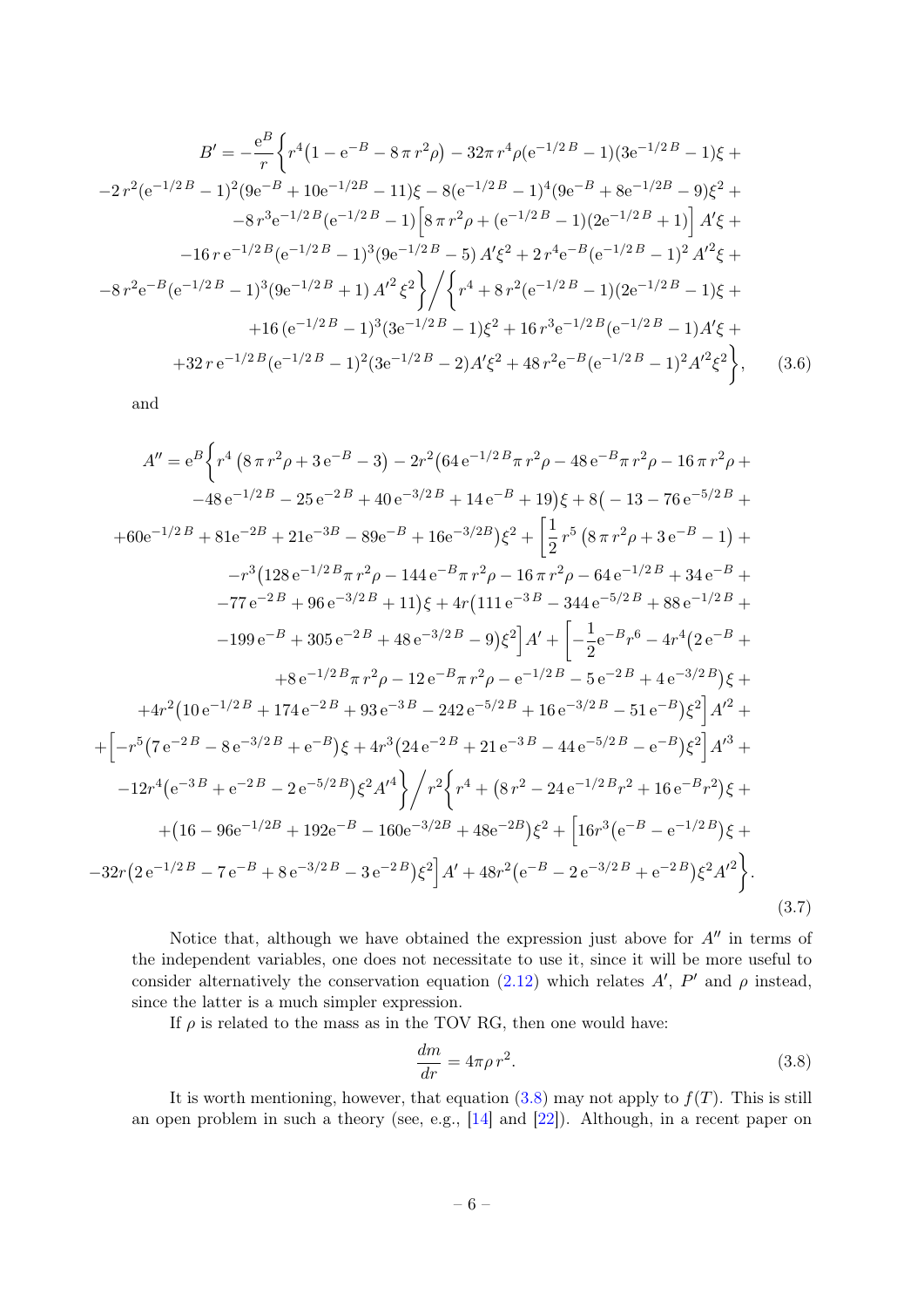$$
\begin{aligned}
B' = -\frac{\mathrm{e}^B}{r}\Big\{ & r^4\big(1-\mathrm{e}^{-B}-8\,\pi\,r^2\rho\big) - 32\pi\,r^4\rho(\mathrm{e}^{-1/2\,B}-1)(3\mathrm{e}^{-1/2\,B}-1)\xi + \\
& -2\,r^2(\mathrm{e}^{-1/2\,B}-1)^2(9\mathrm{e}^{-B}+10\mathrm{e}^{-1/2B}-11)\xi - 8(\mathrm{e}^{-1/2\,B}-1)^4(9\mathrm{e}^{-B}+8\mathrm{e}^{-1/2B}-9)\xi^2 + \\
& -8\,r^3\mathrm{e}^{-1/2\,B}(\mathrm{e}^{-1/2\,B}-1)\Big[8\,\pi\,r^2\rho + (\mathrm{e}^{-1/2\,B}-1)(2\mathrm{e}^{-1/2\,B}+1)\Big]A'\xi + \\
& -16\,r\,\mathrm{e}^{-1/2\,B}(\mathrm{e}^{-1/2\,B}-1)^3(9\mathrm{e}^{-1/2\,B}-5)\,A'\xi^2 + 2\,r^4\mathrm{e}^{-B}(\mathrm{e}^{-1/2\,B}-1)^2\,A'^2\xi + \\
& -8\,r^2\mathrm{e}^{-B}(\mathrm{e}^{-1/2\,B}-1)^3(9\mathrm{e}^{-1/2\,B}+1)\,A'^2\,\xi^2\Big\}\Big/\Big\{r^4 + 8\,r^2(\mathrm{e}^{-1/2\,B}-1)(2\mathrm{e}^{-1/2\,B}-1)\xi + \\
& +16\,(\mathrm{e}^{-1/2\,B}-1)^3(3\mathrm{e}^{-1/2\,B}-1)\xi^2 + 16\,r^3\mathrm{e}^{-1/2\,B}(\mathrm{e}^{-1/2\,B}-1)A'\xi + \\
& +32\,r\,\mathrm{e}^{-1/2\,B}(\mathrm{e}^{-1/2\,B}-1)^2(3\mathrm{e}^{-1/2\,B}-2)A'\xi^2 + 48\,r^2\mathrm{e}^{-B}(\mathrm{e}^{-1/2\,B}-1)^2A'^2\xi^2\Big\},
\end{aligned}
\tag{3.6}
$$

and

$$
\begin{aligned}
A'' = \mathrm{e}^B\Big\{ & r^4\left(8\,\pi\,r^2\rho + 3\,\mathrm{e}^{-B}-3\right) - 2r^2\big(64\,\mathrm{e}^{-1/2\,B}\pi\,r^2\rho - 48\,\mathrm{e}^{-B}\pi\,r^2\rho - 16\,\pi\,r^2\rho + \\
& -48\,\mathrm{e}^{-1/2\,B} - 25\,\mathrm{e}^{-2\,B} + 40\,\mathrm{e}^{-3/2\,B} + 14\,\mathrm{e}^{-B} + 19\big)\xi + 8\big(-13 - 76\,\mathrm{e}^{-5/2\,B} + \\
& +60\mathrm{e}^{-1/2\,B} + 81\mathrm{e}^{-2B} + 21\mathrm{e}^{-3B} - 89\mathrm{e}^{-B} + 16\mathrm{e}^{-3/2B}\big)\xi^2 + \Big[\frac{1}{2}\,r^5\left(8\,\pi\,r^2\rho + 3\,\mathrm{e}^{-B}-1\right) + \\
& -r^3\big(128\,\mathrm{e}^{-1/2\,B}\pi\,r^2\rho - 144\,\mathrm{e}^{-B}\pi\,r^2\rho - 16\,\pi\,r^2\rho - 64\,\mathrm{e}^{-1/2\,B} + 34\,\mathrm{e}^{-B} + \\
& -77\,\mathrm{e}^{-2\,B} + 96\,\mathrm{e}^{-3/2\,B} + 11\big)\xi + 4r\big(111\,\mathrm{e}^{-3\,B} - 344\,\mathrm{e}^{-5/2\,B} + 88\,\mathrm{e}^{-1/2\,B} + \\
& -199\,\mathrm{e}^{-B} + 305\,\mathrm{e}^{-2\,B} + 48\,\mathrm{e}^{-3/2\,B} - 9\big)\xi^2\Big]A' + \Big[-\frac{1}{2}\mathrm{e}^{-B}r^6 - 4r^4\big(2\,\mathrm{e}^{-B} + \\
& +8\,\mathrm{e}^{-1/2\,B}\pi\,r^2\rho - 12\,\mathrm{e}^{-B}\pi\,r^2\rho - \mathrm{e}^{-1/2\,B} - 5\,\mathrm{e}^{-2\,B} + 4\,\mathrm{e}^{-3/2\,B}\big)\xi + \\
& +4r^2\big(10\,\mathrm{e}^{-1/2\,B} + 174\,\mathrm{e}^{-2\,B} + 93\,\mathrm{e}^{-3\,B} - 242\,\mathrm{e}^{-5/2\,B} + 16\,\mathrm{e}^{-3/2\,B} - 51\,\mathrm{e}^{-B}\big)\xi^2\Big]A'^2 + \\
& +\Big[-r^5\big(7\,\mathrm{e}^{-2\,B} - 8\,\mathrm{e}^{-3/2\,B} + \mathrm{e}^{-B}\big)\xi + 4r^3\big(24\,\mathrm{e}^{-2\,B} + 21\,\mathrm{e}^{-3\,B} - 44\,\mathrm{e}^{-5/2\,B} - \mathrm{e}^{-B}\big)\xi^2\Big]A'^3 + \\
& -12r^4\big(\mathrm{e}^{-3\,B} + \mathrm{e}^{-2\,B} - 2\,\mathrm{e}^{-5/2\,B}\big)\xi^2A'^4\Big\}\Big/ r^2\Big\{r^4 + \big(8\,r^2 - 24\,\mathrm{e}^{-1/2\,B}r^2 + 16\,\mathrm{e}^{-B}r^2\big)\xi + \\
& +\big(16 - 96\mathrm{e}^{-1/2B} + 192\mathrm{e}^{-B} - 160\mathrm{e}^{-3/2B} + 48\mathrm{e}^{-2B}\big)\xi^2 + \Big[16r^3\big(\mathrm{e}^{-B} - \mathrm{e}^{-1/2\,B}\big)\xi + \\
& -32r\big(2\,\mathrm{e}^{-1/2\,B} - 7\,\mathrm{e}^{-B} + 8\,\mathrm{e}^{-3/2\,B} - 3\,\mathrm{e}^{-2\,B}\big)\xi^2\Big]A' + 48r^2\big(\mathrm{e}^{-B} - 2\,\mathrm{e}^{-3/2\,B} + \mathrm{e}^{-2\,B}\big)\xi^2A'^2\Big\}.
\end{aligned}
\tag{3.7}
$$

Notice that, although we have obtained the expression just above for $A''$ in terms of the independent variables, one does not necessitate to use it, since it will be more useful to consider alternatively the conservation equation (2.12) which relates $A'$, $P'$ and $\rho$ instead, since the latter is a much simpler expression.

If $\rho$ is related to the mass as in the TOV RG, then one would have:

$$
\frac{dm}{dr} = 4\pi\rho\, r^2. \tag{3.8}
$$

It is worth mentioning, however, that equation (3.8) may not apply to $f(T)$. This is still an open problem in such a theory (see, e.g., [14] and [22]). Although, in a recent paper on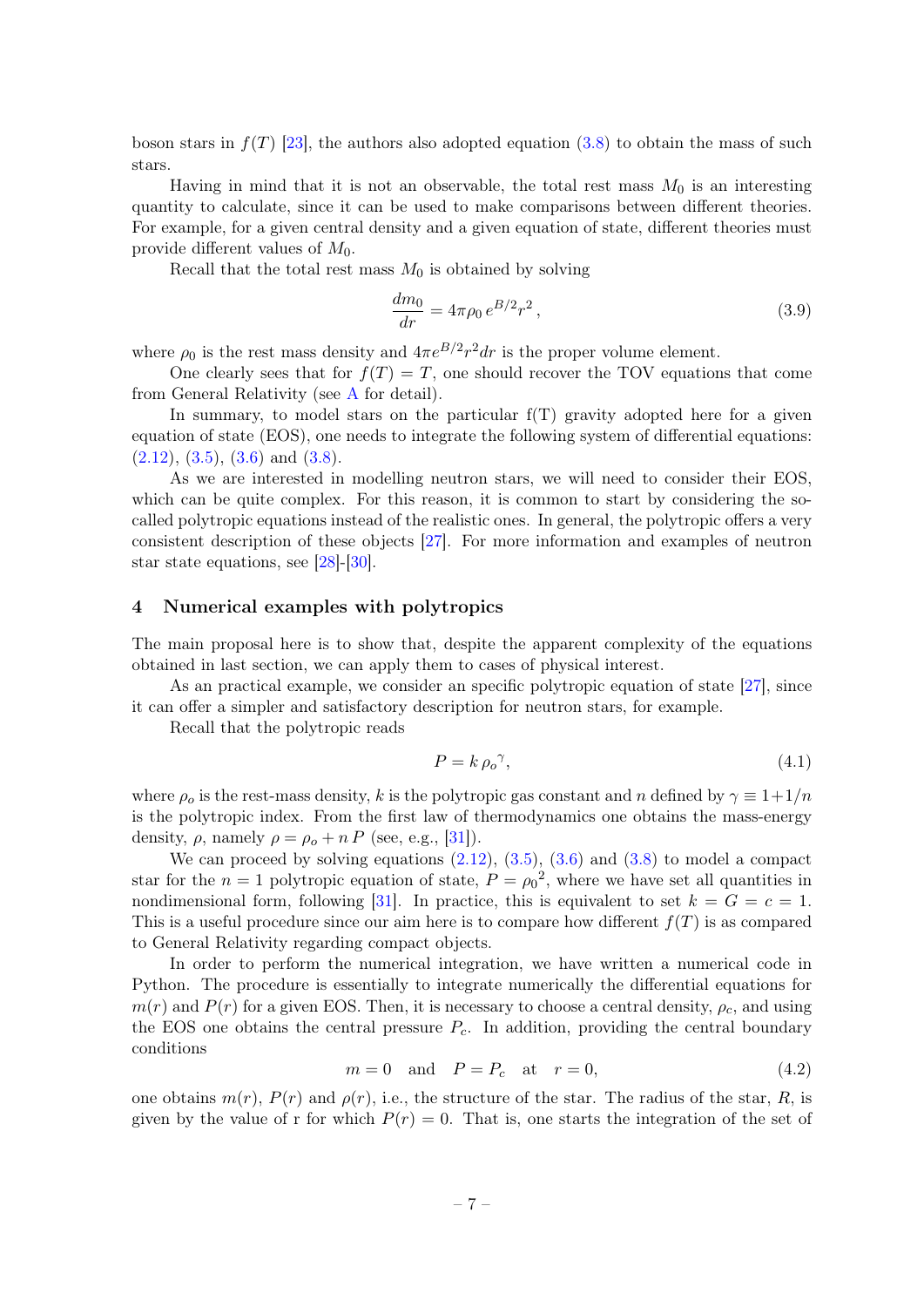boson stars in $f(T)$ [23], the authors also adopted equation (3.8) to obtain the mass of such stars.

Having in mind that it is not an observable, the total rest mass $M_0$ is an interesting quantity to calculate, since it can be used to make comparisons between different theories. For example, for a given central density and a given equation of state, different theories must provide different values of $M_0$.

Recall that the total rest mass $M_0$ is obtained by solving

$$\frac{dm_0}{dr} = 4\pi\rho_0\, e^{B/2} r^2\,, \tag{3.9}$$

where $\rho_0$ is the rest mass density and $4\pi e^{B/2} r^2 dr$ is the proper volume element.

One clearly sees that for $f(T) = T$, one should recover the TOV equations that come from General Relativity (see A for detail).

In summary, to model stars on the particular f(T) gravity adopted here for a given equation of state (EOS), one needs to integrate the following system of differential equations: (2.12), (3.5), (3.6) and (3.8).

As we are interested in modelling neutron stars, we will need to consider their EOS, which can be quite complex. For this reason, it is common to start by considering the so-called polytropic equations instead of the realistic ones. In general, the polytropic offers a very consistent description of these objects [27]. For more information and examples of neutron star state equations, see [28]-[30].

## 4 Numerical examples with polytropics

The main proposal here is to show that, despite the apparent complexity of the equations obtained in last section, we can apply them to cases of physical interest.

As an practical example, we consider an specific polytropic equation of state [27], since it can offer a simpler and satisfactory description for neutron stars, for example.

Recall that the polytropic reads

$$P = k\,{\rho_o}^{\gamma}, \tag{4.1}$$

where $\rho_o$ is the rest-mass density, $k$ is the polytropic gas constant and $n$ defined by $\gamma \equiv 1 + 1/n$ is the polytropic index. From the first law of thermodynamics one obtains the mass-energy density, $\rho$, namely $\rho = \rho_o + n\,P$ (see, e.g., [31]).

We can proceed by solving equations (2.12), (3.5), (3.6) and (3.8) to model a compact star for the $n = 1$ polytropic equation of state, $P = {\rho_0}^2$, where we have set all quantities in nondimensional form, following [31]. In practice, this is equivalent to set $k = G = c = 1$. This is a useful procedure since our aim here is to compare how different $f(T)$ is as compared to General Relativity regarding compact objects.

In order to perform the numerical integration, we have written a numerical code in Python. The procedure is essentially to integrate numerically the differential equations for $m(r)$ and $P(r)$ for a given EOS. Then, it is necessary to choose a central density, $\rho_c$, and using the EOS one obtains the central pressure $P_c$. In addition, providing the central boundary conditions

$$m = 0 \quad \text{and} \quad P = P_c \quad \text{at} \quad r = 0, \tag{4.2}$$

one obtains $m(r)$, $P(r)$ and $\rho(r)$, i.e., the structure of the star. The radius of the star, $R$, is given by the value of r for which $P(r) = 0$. That is, one starts the integration of the set of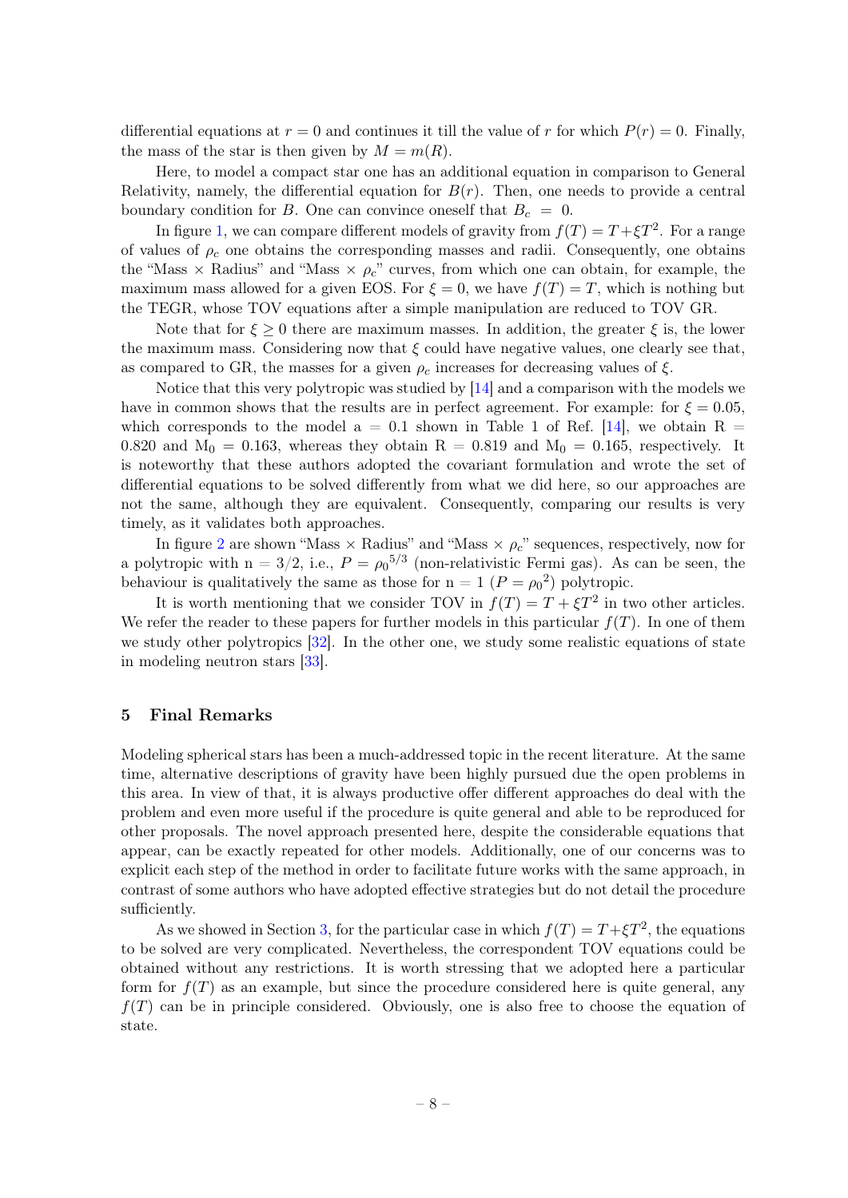differential equations at $r = 0$ and continues it till the value of $r$ for which $P(r) = 0$. Finally, the mass of the star is then given by $M = m(R)$.

Here, to model a compact star one has an additional equation in comparison to General Relativity, namely, the differential equation for $B(r)$. Then, one needs to provide a central boundary condition for $B$. One can convince oneself that $B_c = 0$.

In figure 1, we can compare different models of gravity from $f(T) = T + \xi T^2$. For a range of values of $\rho_c$ one obtains the corresponding masses and radii. Consequently, one obtains the "Mass $\times$ Radius" and "Mass $\times$ $\rho_c$" curves, from which one can obtain, for example, the maximum mass allowed for a given EOS. For $\xi = 0$, we have $f(T) = T$, which is nothing but the TEGR, whose TOV equations after a simple manipulation are reduced to TOV GR.

Note that for $\xi \geq 0$ there are maximum masses. In addition, the greater $\xi$ is, the lower the maximum mass. Considering now that $\xi$ could have negative values, one clearly see that, as compared to GR, the masses for a given $\rho_c$ increases for decreasing values of $\xi$.

Notice that this very polytropic was studied by [14] and a comparison with the models we have in common shows that the results are in perfect agreement. For example: for $\xi = 0.05$, which corresponds to the model a $= 0.1$ shown in Table 1 of Ref. [14], we obtain R $=$ 0.820 and $\mathrm{M_0} = 0.163$, whereas they obtain R $= 0.819$ and $\mathrm{M_0} = 0.165$, respectively. It is noteworthy that these authors adopted the covariant formulation and wrote the set of differential equations to be solved differently from what we did here, so our approaches are not the same, although they are equivalent. Consequently, comparing our results is very timely, as it validates both approaches.

In figure 2 are shown "Mass $\times$ Radius" and "Mass $\times$ $\rho_c$" sequences, respectively, now for a polytropic with n $= 3/2$, i.e., $P = {\rho_0}^{5/3}$ (non-relativistic Fermi gas). As can be seen, the behaviour is qualitatively the same as those for n $= 1$ ($P = {\rho_0}^2$) polytropic.

It is worth mentioning that we consider TOV in $f(T) = T + \xi T^2$ in two other articles. We refer the reader to these papers for further models in this particular $f(T)$. In one of them we study other polytropics [32]. In the other one, we study some realistic equations of state in modeling neutron stars [33].

## 5 Final Remarks

Modeling spherical stars has been a much-addressed topic in the recent literature. At the same time, alternative descriptions of gravity have been highly pursued due the open problems in this area. In view of that, it is always productive offer different approaches do deal with the problem and even more useful if the procedure is quite general and able to be reproduced for other proposals. The novel approach presented here, despite the considerable equations that appear, can be exactly repeated for other models. Additionally, one of our concerns was to explicit each step of the method in order to facilitate future works with the same approach, in contrast of some authors who have adopted effective strategies but do not detail the procedure sufficiently.

As we showed in Section 3, for the particular case in which $f(T) = T + \xi T^2$, the equations to be solved are very complicated. Nevertheless, the correspondent TOV equations could be obtained without any restrictions. It is worth stressing that we adopted here a particular form for $f(T)$ as an example, but since the procedure considered here is quite general, any $f(T)$ can be in principle considered. Obviously, one is also free to choose the equation of state.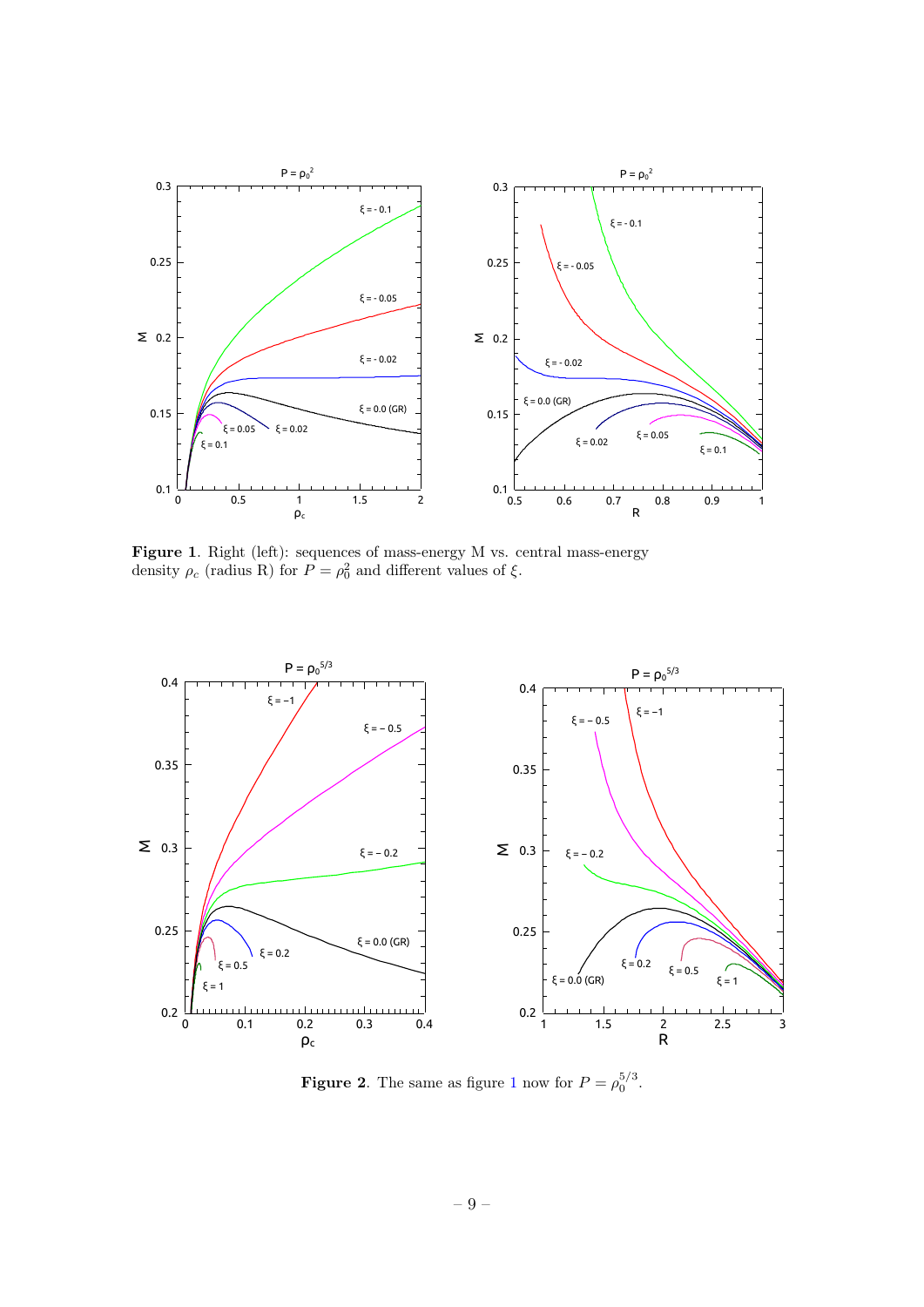**Figure 1**. Right (left): sequences of mass-energy M vs. central mass-energy density $\rho_c$ (radius R) for $P = \rho_0^2$ and different values of $\xi$.

**Figure 2**. The same as figure 1 now for $P = \rho_0^{5/3}$.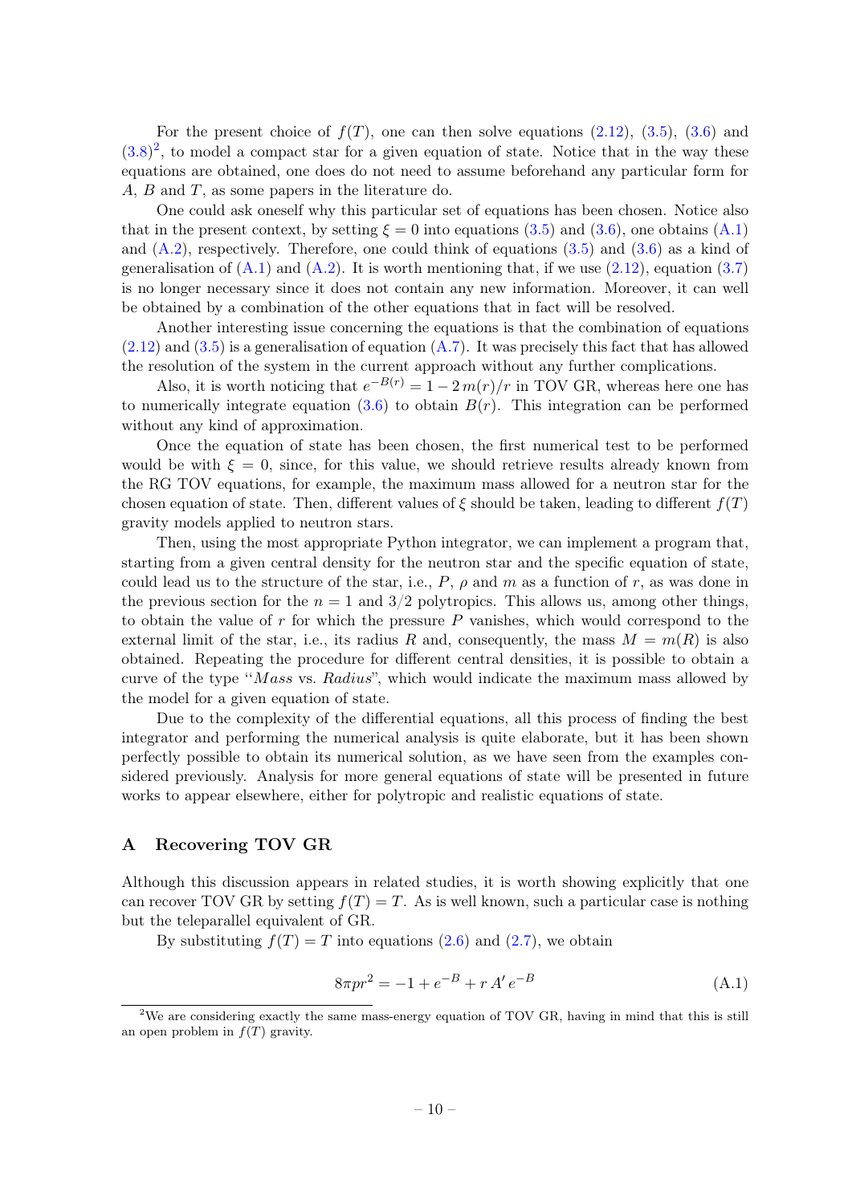For the present choice of $f(T)$, one can then solve equations (2.12), (3.5), (3.6) and (3.8)[2], to model a compact star for a given equation of state. Notice that in the way these equations are obtained, one does do not need to assume beforehand any particular form for $A$, $B$ and $T$, as some papers in the literature do.

One could ask oneself why this particular set of equations has been chosen. Notice also that in the present context, by setting $\xi = 0$ into equations (3.5) and (3.6), one obtains (A.1) and (A.2), respectively. Therefore, one could think of equations (3.5) and (3.6) as a kind of generalisation of (A.1) and (A.2). It is worth mentioning that, if we use (2.12), equation (3.7) is no longer necessary since it does not contain any new information. Moreover, it can well be obtained by a combination of the other equations that in fact will be resolved.

Another interesting issue concerning the equations is that the combination of equations (2.12) and (3.5) is a generalisation of equation (A.7). It was precisely this fact that has allowed the resolution of the system in the current approach without any further complications.

Also, it is worth noticing that $e^{-B(r)} = 1 - 2\,m(r)/r$ in TOV GR, whereas here one has to numerically integrate equation (3.6) to obtain $B(r)$. This integration can be performed without any kind of approximation.

Once the equation of state has been chosen, the first numerical test to be performed would be with $\xi = 0$, since, for this value, we should retrieve results already known from the RG TOV equations, for example, the maximum mass allowed for a neutron star for the chosen equation of state. Then, different values of $\xi$ should be taken, leading to different $f(T)$ gravity models applied to neutron stars.

Then, using the most appropriate Python integrator, we can implement a program that, starting from a given central density for the neutron star and the specific equation of state, could lead us to the structure of the star, i.e., $P$, $\rho$ and $m$ as a function of $r$, as was done in the previous section for the $n = 1$ and $3/2$ polytropics. This allows us, among other things, to obtain the value of $r$ for which the pressure $P$ vanishes, which would correspond to the external limit of the star, i.e., its radius $R$ and, consequently, the mass $M = m(R)$ is also obtained. Repeating the procedure for different central densities, it is possible to obtain a curve of the type "*Mass* vs. *Radius*", which would indicate the maximum mass allowed by the model for a given equation of state.

Due to the complexity of the differential equations, all this process of finding the best integrator and performing the numerical analysis is quite elaborate, but it has been shown perfectly possible to obtain its numerical solution, as we have seen from the examples considered previously. Analysis for more general equations of state will be presented in future works to appear elsewhere, either for polytropic and realistic equations of state.

## A Recovering TOV GR

Although this discussion appears in related studies, it is worth showing explicitly that one can recover TOV GR by setting $f(T) = T$. As is well known, such a particular case is nothing but the teleparallel equivalent of GR.

By substituting $f(T) = T$ into equations (2.6) and (2.7), we obtain

$$8\pi p r^2 = -1 + e^{-B} + r\,A'\,e^{-B} \tag{A.1}$$

[2] We are considering exactly the same mass-energy equation of TOV GR, having in mind that this is still an open problem in $f(T)$ gravity.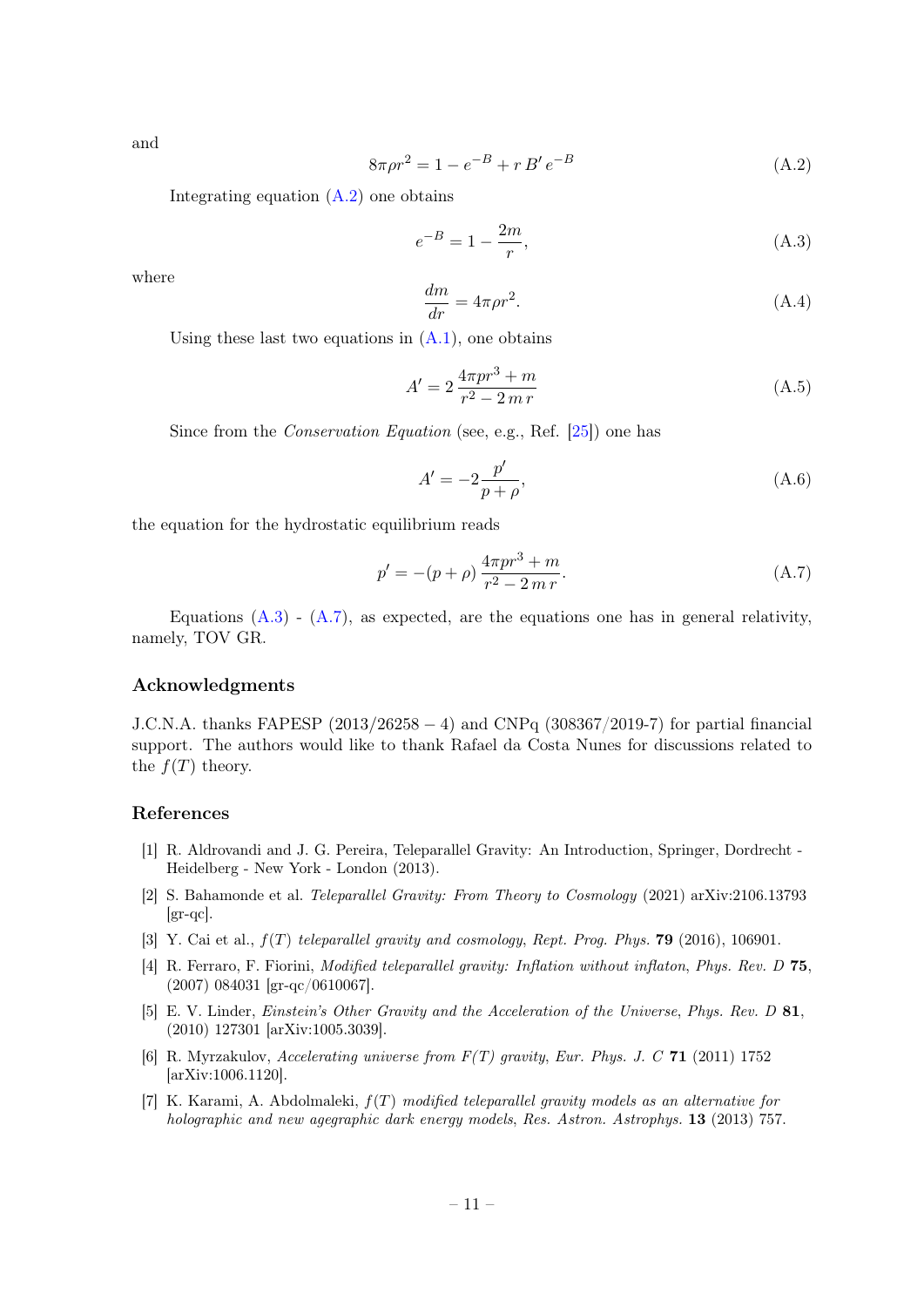and

$$8\pi\rho r^2 = 1 - e^{-B} + r\, B'\, e^{-B} \tag{A.2}$$

Integrating equation (A.2) one obtains

$$e^{-B} = 1 - \frac{2m}{r}, \tag{A.3}$$

where

$$\frac{dm}{dr} = 4\pi\rho r^2. \tag{A.4}$$

Using these last two equations in (A.1), one obtains

$$A' = 2\,\frac{4\pi p r^3 + m}{r^2 - 2\,m\,r} \tag{A.5}$$

Since from the *Conservation Equation* (see, e.g., Ref. [25]) one has

$$A' = -2\frac{p'}{p+\rho}, \tag{A.6}$$

the equation for the hydrostatic equilibrium reads

$$p' = -(p+\rho)\,\frac{4\pi p r^3 + m}{r^2 - 2\,m\,r}. \tag{A.7}$$

Equations (A.3) - (A.7), as expected, are the equations one has in general relativity, namely, TOV GR.

## Acknowledgments

J.C.N.A. thanks FAPESP ($2013/26258-4$) and CNPq ($308367/2019$-7) for partial financial support. The authors would like to thank Rafael da Costa Nunes for discussions related to the $f(T)$ theory.

## References

[1] R. Aldrovandi and J. G. Pereira, Teleparallel Gravity: An Introduction, Springer, Dordrecht - Heidelberg - New York - London (2013).

[2] S. Bahamonde et al. *Teleparallel Gravity: From Theory to Cosmology* (2021) arXiv:2106.13793 [gr-qc].

[3] Y. Cai et al., *$f(T)$ teleparallel gravity and cosmology*, *Rept. Prog. Phys.* **79** (2016), 106901.

[4] R. Ferraro, F. Fiorini, *Modified teleparallel gravity: Inflation without inflaton*, *Phys. Rev. D* **75**, (2007) 084031 [gr-qc/0610067].

[5] E. V. Linder, *Einstein's Other Gravity and the Acceleration of the Universe*, *Phys. Rev. D* **81**, (2010) 127301 [arXiv:1005.3039].

[6] R. Myrzakulov, *Accelerating universe from $F(T)$ gravity*, *Eur. Phys. J. C* **71** (2011) 1752 [arXiv:1006.1120].

[7] K. Karami, A. Abdolmaleki, *$f(T)$ modified teleparallel gravity models as an alternative for holographic and new agegraphic dark energy models*, *Res. Astron. Astrophys.* **13** (2013) 757.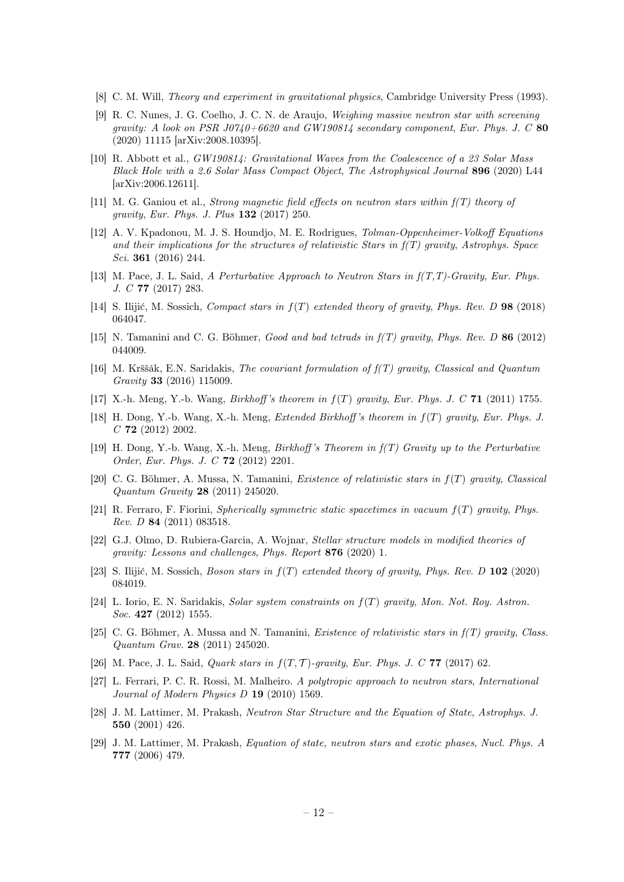[8] C. M. Will, *Theory and experiment in gravitational physics*, Cambridge University Press (1993).

[9] R. C. Nunes, J. G. Coelho, J. C. N. de Araujo, *Weighing massive neutron star with screening gravity: A look on PSR J0740+6620 and GW190814 secondary component*, *Eur. Phys. J. C* **80** (2020) 11115 [arXiv:2008.10395].

[10] R. Abbott et al., *GW190814: Gravitational Waves from the Coalescence of a 23 Solar Mass Black Hole with a 2.6 Solar Mass Compact Object*, *The Astrophysical Journal* **896** (2020) L44 [arXiv:2006.12611].

[11] M. G. Ganiou et al., *Strong magnetic field effects on neutron stars within f(T) theory of gravity*, *Eur. Phys. J. Plus* **132** (2017) 250.

[12] A. V. Kpadonou, M. J. S. Houndjo, M. E. Rodrigues, *Tolman-Oppenheimer-Volkoff Equations and their implications for the structures of relativistic Stars in f(T) gravity*, *Astrophys. Space Sci.* **361** (2016) 244.

[13] M. Pace, J. L. Said, *A Perturbative Approach to Neutron Stars in f(T,T)-Gravity*, *Eur. Phys. J. C* **77** (2017) 283.

[14] S. Ilijić, M. Sossich, *Compact stars in $f(T)$ extended theory of gravity*, *Phys. Rev. D* **98** (2018) 064047.

[15] N. Tamanini and C. G. Böhmer, *Good and bad tetrads in f(T) gravity*, *Phys. Rev. D* **86** (2012) 044009.

[16] M. Krššák, E.N. Saridakis, *The covariant formulation of f(T) gravity*, *Classical and Quantum Gravity* **33** (2016) 115009.

[17] X.-h. Meng, Y.-b. Wang, *Birkhoff's theorem in $f(T)$ gravity*, *Eur. Phys. J. C* **71** (2011) 1755.

[18] H. Dong, Y.-b. Wang, X.-h. Meng, *Extended Birkhoff's theorem in $f(T)$ gravity*, *Eur. Phys. J. C* **72** (2012) 2002.

[19] H. Dong, Y.-b. Wang, X.-h. Meng, *Birkhoff's Theorem in f(T) Gravity up to the Perturbative Order*, *Eur. Phys. J. C* **72** (2012) 2201.

[20] C. G. Böhmer, A. Mussa, N. Tamanini, *Existence of relativistic stars in $f(T)$ gravity*, *Classical Quantum Gravity* **28** (2011) 245020.

[21] R. Ferraro, F. Fiorini, *Spherically symmetric static spacetimes in vacuum $f(T)$ gravity*, *Phys. Rev. D* **84** (2011) 083518.

[22] G.J. Olmo, D. Rubiera-Garcia, A. Wojnar, *Stellar structure models in modified theories of gravity: Lessons and challenges*, *Phys. Report* **876** (2020) 1.

[23] S. Ilijić, M. Sossich, *Boson stars in $f(T)$ extended theory of gravity*, *Phys. Rev. D* **102** (2020) 084019.

[24] L. Iorio, E. N. Saridakis, *Solar system constraints on $f(T)$ gravity*, *Mon. Not. Roy. Astron. Soc.* **427** (2012) 1555.

[25] C. G. Böhmer, A. Mussa and N. Tamanini, *Existence of relativistic stars in f(T) gravity*, *Class. Quantum Grav.* **28** (2011) 245020.

[26] M. Pace, J. L. Said, *Quark stars in $f(T,\mathcal{T})$-gravity*, *Eur. Phys. J. C* **77** (2017) 62.

[27] L. Ferrari, P. C. R. Rossi, M. Malheiro. *A polytropic approach to neutron stars*, *International Journal of Modern Physics D* **19** (2010) 1569.

[28] J. M. Lattimer, M. Prakash, *Neutron Star Structure and the Equation of State*, *Astrophys. J.* **550** (2001) 426.

[29] J. M. Lattimer, M. Prakash, *Equation of state, neutron stars and exotic phases*, *Nucl. Phys. A* **777** (2006) 479.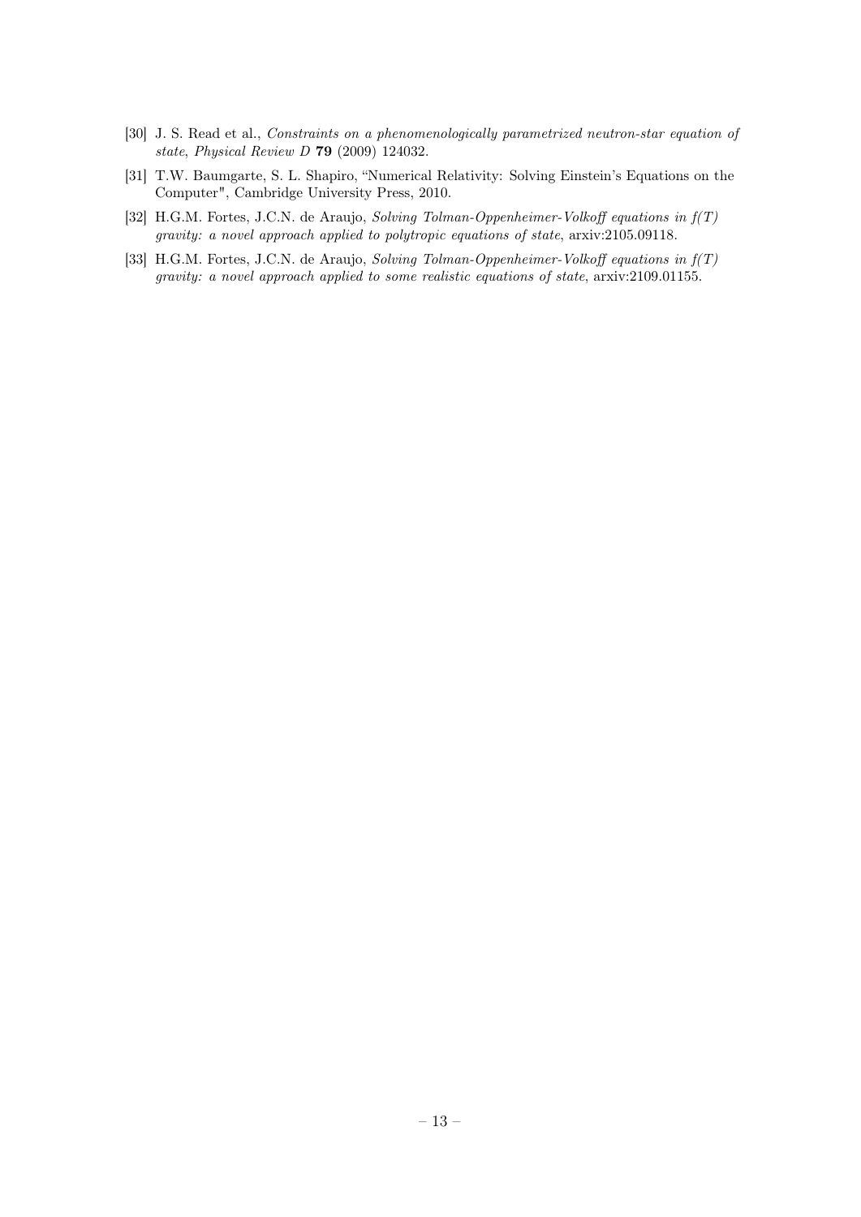[30] J. S. Read et al., *Constraints on a phenomenologically parametrized neutron-star equation of state*, *Physical Review D* **79** (2009) 124032.

[31] T.W. Baumgarte, S. L. Shapiro, "Numerical Relativity: Solving Einstein's Equations on the Computer", Cambridge University Press, 2010.

[32] H.G.M. Fortes, J.C.N. de Araujo, *Solving Tolman-Oppenheimer-Volkoff equations in f(T) gravity: a novel approach applied to polytropic equations of state*, arxiv:2105.09118.

[33] H.G.M. Fortes, J.C.N. de Araujo, *Solving Tolman-Oppenheimer-Volkoff equations in f(T) gravity: a novel approach applied to some realistic equations of state*, arxiv:2109.01155.